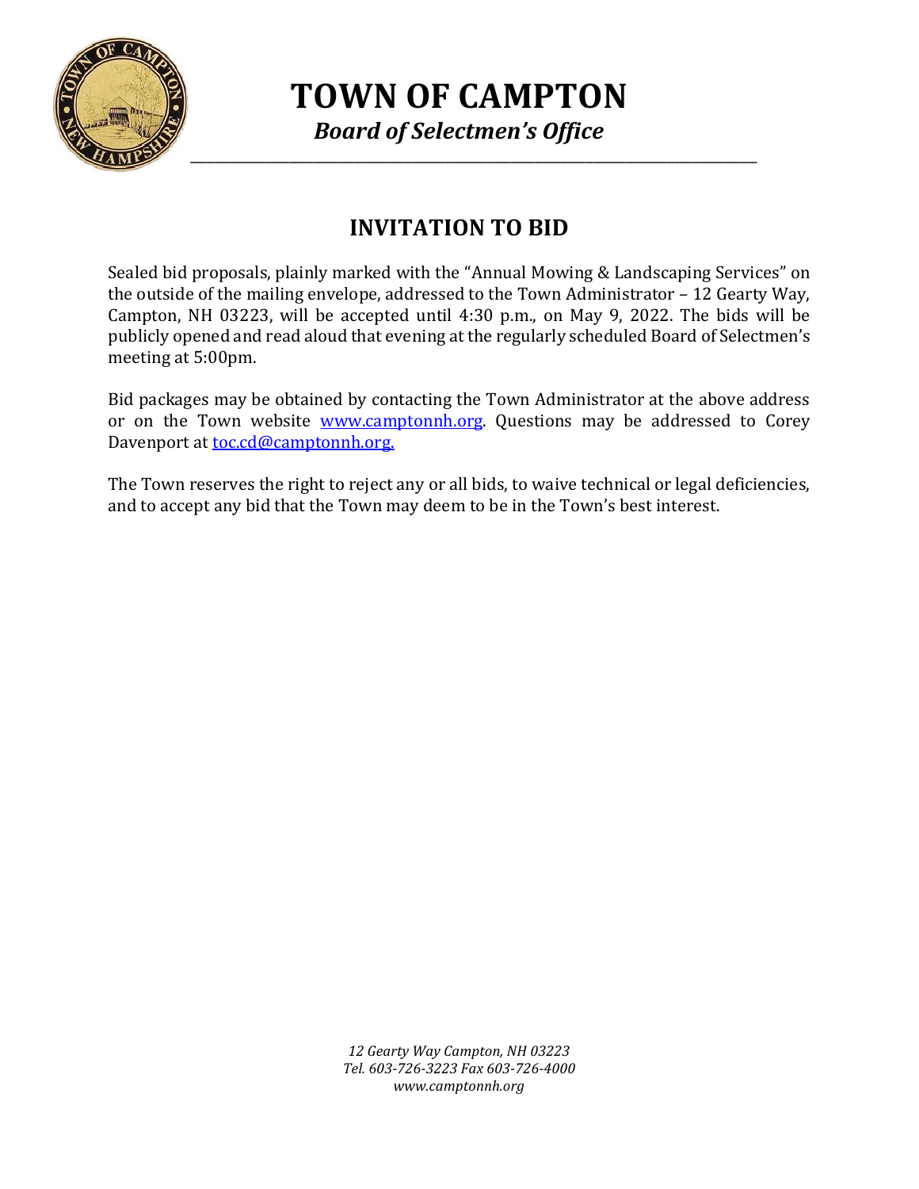# TOWN OF CAMPTON

*Board of Selectmen's Office*

## INVITATION TO BID

Sealed bid proposals, plainly marked with the "Annual Mowing & Landscaping Services" on the outside of the mailing envelope, addressed to the Town Administrator – 12 Gearty Way, Campton, NH 03223, will be accepted until 4:30 p.m., on May 9, 2022. The bids will be publicly opened and read aloud that evening at the regularly scheduled Board of Selectmen's meeting at 5:00pm.

Bid packages may be obtained by contacting the Town Administrator at the above address or on the Town website www.camptonnh.org. Questions may be addressed to Corey Davenport at toc.cd@camptonnh.org.

The Town reserves the right to reject any or all bids, to waive technical or legal deficiencies, and to accept any bid that the Town may deem to be in the Town's best interest.

*12 Gearty Way Campton, NH 03223*
*Tel. 603-726-3223 Fax 603-726-4000*
*www.camptonnh.org*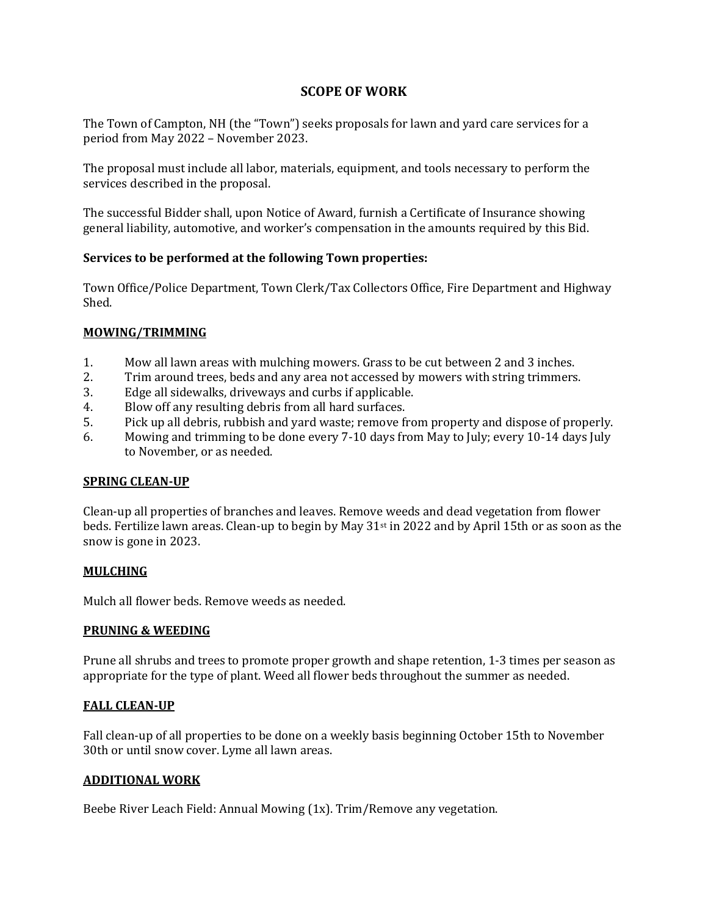# SCOPE OF WORK

The Town of Campton, NH (the "Town") seeks proposals for lawn and yard care services for a period from May 2022 – November 2023.

The proposal must include all labor, materials, equipment, and tools necessary to perform the services described in the proposal.

The successful Bidder shall, upon Notice of Award, furnish a Certificate of Insurance showing general liability, automotive, and worker's compensation in the amounts required by this Bid.

**Services to be performed at the following Town properties:**

Town Office/Police Department, Town Clerk/Tax Collectors Office, Fire Department and Highway Shed.

**MOWING/TRIMMING**

1. Mow all lawn areas with mulching mowers. Grass to be cut between 2 and 3 inches.
2. Trim around trees, beds and any area not accessed by mowers with string trimmers.
3. Edge all sidewalks, driveways and curbs if applicable.
4. Blow off any resulting debris from all hard surfaces.
5. Pick up all debris, rubbish and yard waste; remove from property and dispose of properly.
6. Mowing and trimming to be done every 7-10 days from May to July; every 10-14 days July to November, or as needed.

**SPRING CLEAN-UP**

Clean-up all properties of branches and leaves. Remove weeds and dead vegetation from flower beds. Fertilize lawn areas. Clean-up to begin by May 31st in 2022 and by April 15th or as soon as the snow is gone in 2023.

**MULCHING**

Mulch all flower beds. Remove weeds as needed.

**PRUNING & WEEDING**

Prune all shrubs and trees to promote proper growth and shape retention, 1-3 times per season as appropriate for the type of plant. Weed all flower beds throughout the summer as needed.

**FALL CLEAN-UP**

Fall clean-up of all properties to be done on a weekly basis beginning October 15th to November 30th or until snow cover. Lyme all lawn areas.

**ADDITIONAL WORK**

Beebe River Leach Field: Annual Mowing (1x). Trim/Remove any vegetation.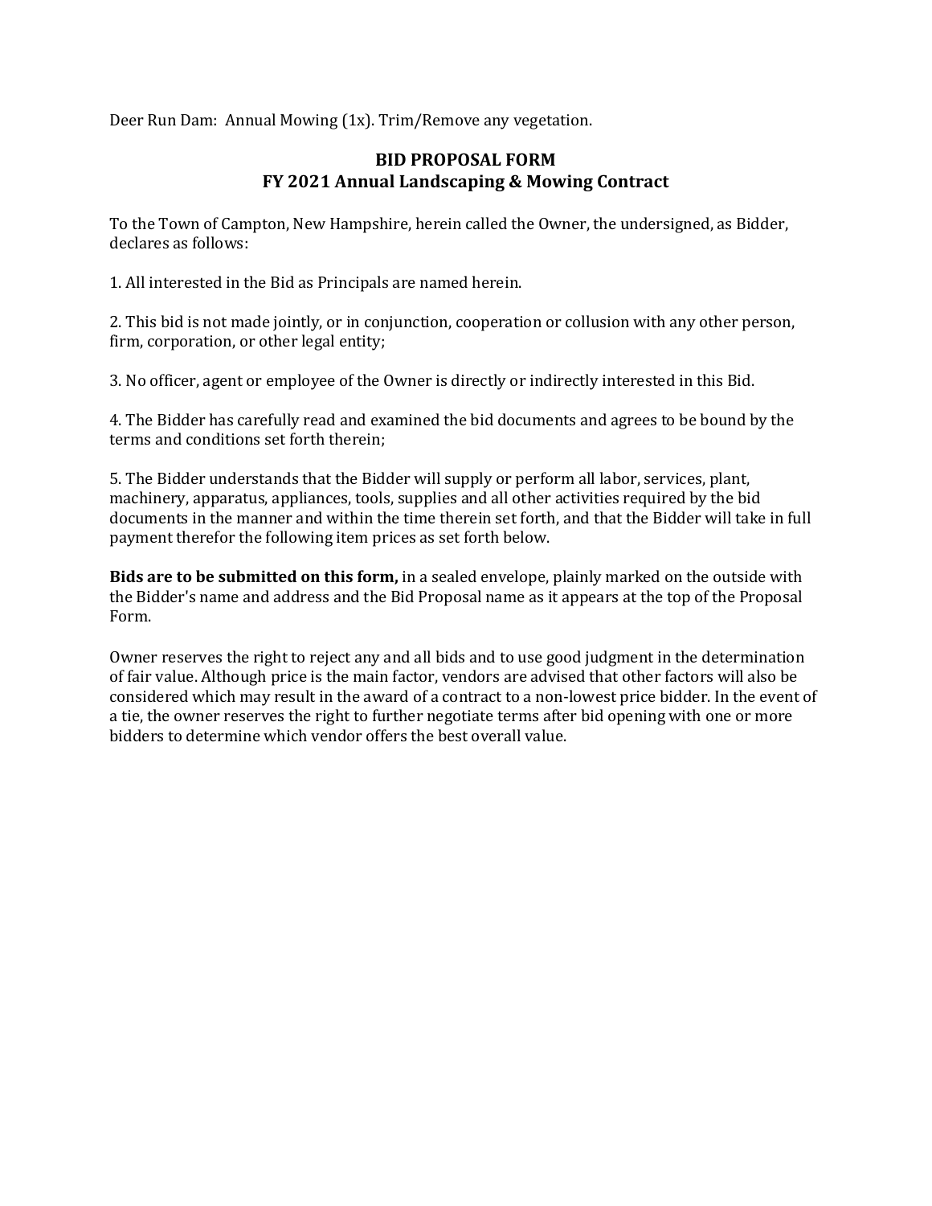Deer Run Dam: Annual Mowing (1x). Trim/Remove any vegetation.

## BID PROPOSAL FORM
## FY 2021 Annual Landscaping & Mowing Contract

To the Town of Campton, New Hampshire, herein called the Owner, the undersigned, as Bidder, declares as follows:

1. All interested in the Bid as Principals are named herein.

2. This bid is not made jointly, or in conjunction, cooperation or collusion with any other person, firm, corporation, or other legal entity;

3. No officer, agent or employee of the Owner is directly or indirectly interested in this Bid.

4. The Bidder has carefully read and examined the bid documents and agrees to be bound by the terms and conditions set forth therein;

5. The Bidder understands that the Bidder will supply or perform all labor, services, plant, machinery, apparatus, appliances, tools, supplies and all other activities required by the bid documents in the manner and within the time therein set forth, and that the Bidder will take in full payment therefor the following item prices as set forth below.

**Bids are to be submitted on this form,** in a sealed envelope, plainly marked on the outside with the Bidder's name and address and the Bid Proposal name as it appears at the top of the Proposal Form.

Owner reserves the right to reject any and all bids and to use good judgment in the determination of fair value. Although price is the main factor, vendors are advised that other factors will also be considered which may result in the award of a contract to a non-lowest price bidder. In the event of a tie, the owner reserves the right to further negotiate terms after bid opening with one or more bidders to determine which vendor offers the best overall value.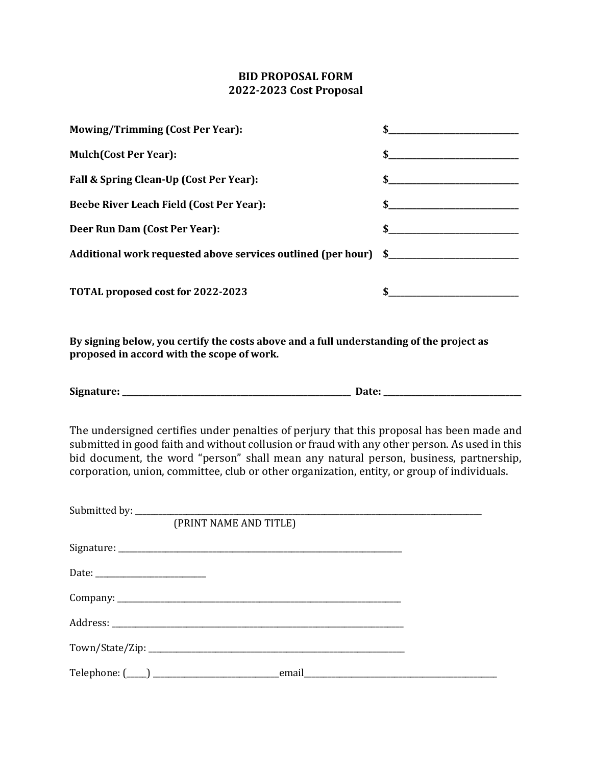**BID PROPOSAL FORM**
**2022-2023 Cost Proposal**

| | |
|---|---|
| **Mowing/Trimming (Cost Per Year):** | **$**_______________________________ |
| **Mulch(Cost Per Year):** | **$**_______________________________ |
| **Fall & Spring Clean-Up (Cost Per Year):** | **$**_______________________________ |
| **Beebe River Leach Field (Cost Per Year):** | **$**_______________________________ |
| **Deer Run Dam (Cost Per Year):** | **$**_______________________________ |
| **Additional work requested above services outlined (per hour)** | **$**_______________________________ |
| **TOTAL proposed cost for 2022-2023** | **$**_______________________________ |

**By signing below, you certify the costs above and a full understanding of the project as proposed in accord with the scope of work.**

**Signature:** ___________________________________________________________ **Date:** _________________________________

The undersigned certifies under penalties of perjury that this proposal has been made and submitted in good faith and without collusion or fraud with any other person. As used in this bid document, the word "person" shall mean any natural person, business, partnership, corporation, union, committee, club or other organization, entity, or group of individuals.

Submitted by: ______________________________________________________________________________________________
(PRINT NAME AND TITLE)

Signature: _______________________________________________________________________________

Date: ____________________________

Company: _______________________________________________________________________________

Address: ________________________________________________________________________________

Town/State/Zip: ___________________________________________________________________________

Telephone: (_____) ________________________________email________________________________________________